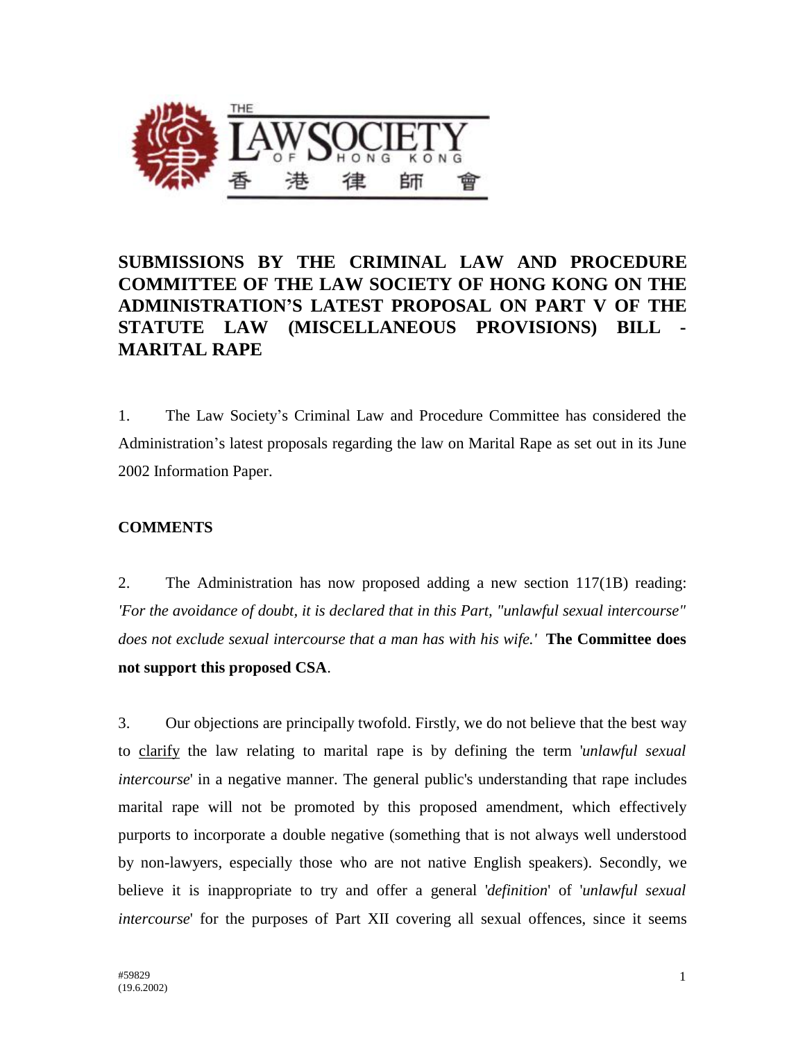# SUBMISSIONS BY THE CRIMINAL LAW AND PROCEDURE COMMITTEE OF THE LAW SOCIETY OF HONG KONG ON THE ADMINISTRATION'S LATEST PROPOSAL ON PART V OF THE STATUTE LAW (MISCELLANEOUS PROVISIONS) BILL - MARITAL RAPE

1. The Law Society's Criminal Law and Procedure Committee has considered the Administration's latest proposals regarding the law on Marital Rape as set out in its June 2002 Information Paper.

## COMMENTS

2. The Administration has now proposed adding a new section 117(1B) reading: *'For the avoidance of doubt, it is declared that in this Part, "unlawful sexual intercourse" does not exclude sexual intercourse that a man has with his wife.'* **The Committee does not support this proposed CSA**.

3. Our objections are principally twofold. Firstly, we do not believe that the best way to clarify the law relating to marital rape is by defining the term '*unlawful sexual intercourse*' in a negative manner. The general public's understanding that rape includes marital rape will not be promoted by this proposed amendment, which effectively purports to incorporate a double negative (something that is not always well understood by non-lawyers, especially those who are not native English speakers). Secondly, we believe it is inappropriate to try and offer a general '*definition*' of '*unlawful sexual intercourse*' for the purposes of Part XII covering all sexual offences, since it seems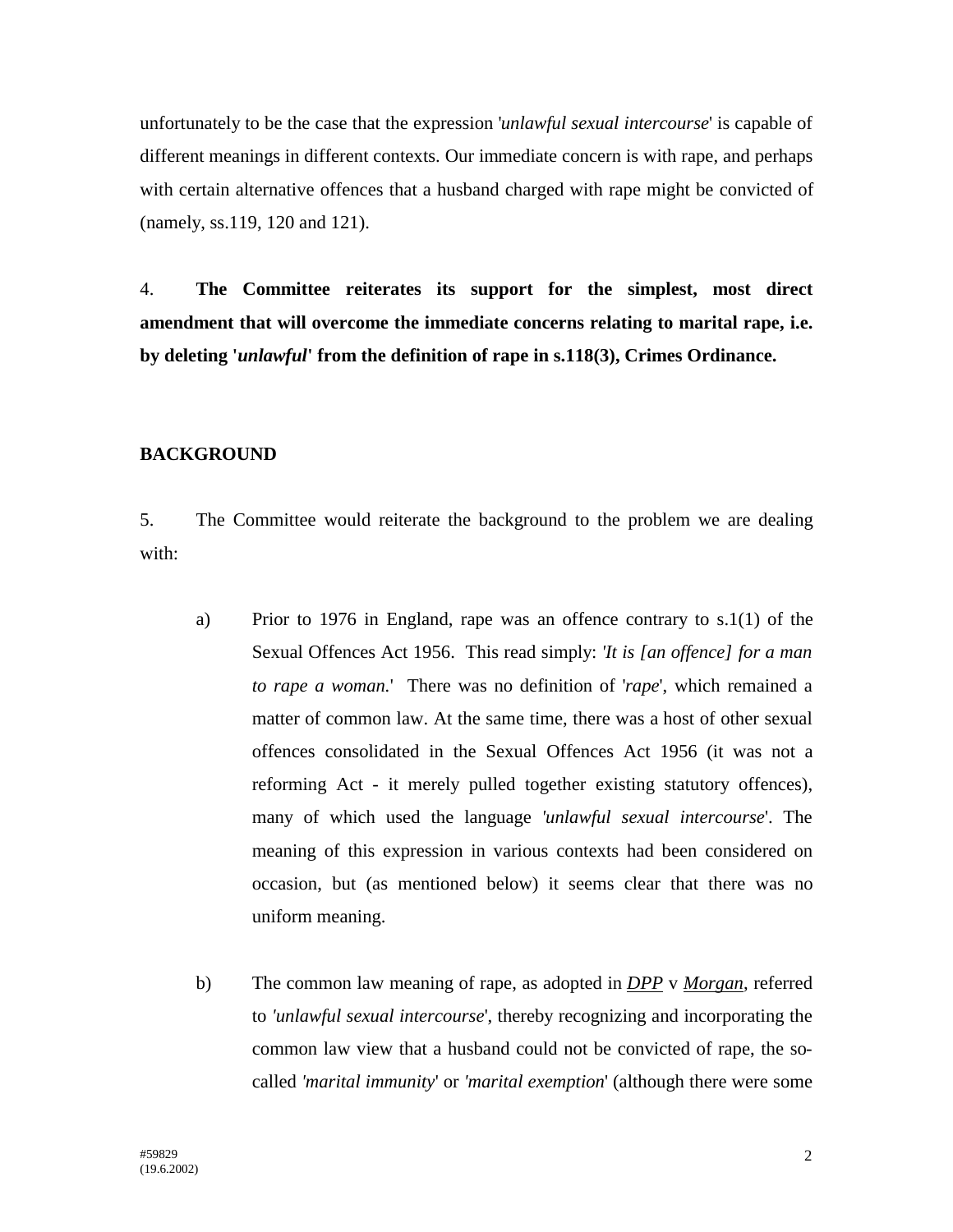unfortunately to be the case that the expression '*unlawful sexual intercourse*' is capable of different meanings in different contexts. Our immediate concern is with rape, and perhaps with certain alternative offences that a husband charged with rape might be convicted of (namely, ss.119, 120 and 121).

4. **The Committee reiterates its support for the simplest, most direct amendment that will overcome the immediate concerns relating to marital rape, i.e. by deleting '*unlawful*' from the definition of rape in s.118(3), Crimes Ordinance.**

## BACKGROUND

5. The Committee would reiterate the background to the problem we are dealing with:

a) Prior to 1976 in England, rape was an offence contrary to s.1(1) of the Sexual Offences Act 1956. This read simply: '*It is [an offence] for a man to rape a woman.*' There was no definition of '*rape*', which remained a matter of common law. At the same time, there was a host of other sexual offences consolidated in the Sexual Offences Act 1956 (it was not a reforming Act - it merely pulled together existing statutory offences), many of which used the language '*unlawful sexual intercourse*'. The meaning of this expression in various contexts had been considered on occasion, but (as mentioned below) it seems clear that there was no uniform meaning.

b) The common law meaning of rape, as adopted in ***DPP*** v ***Morgan***, referred to '*unlawful sexual intercourse*', thereby recognizing and incorporating the common law view that a husband could not be convicted of rape, the so-called '*marital immunity*' or '*marital exemption*' (although there were some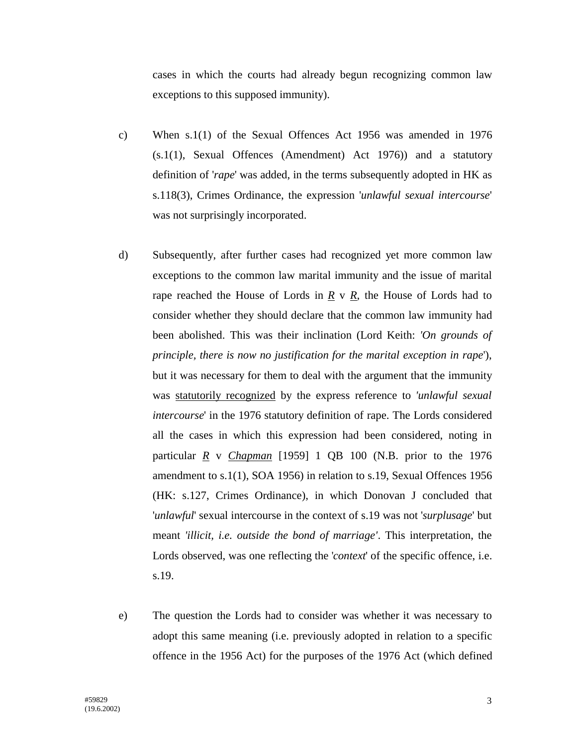cases in which the courts had already begun recognizing common law exceptions to this supposed immunity).

c) When s.1(1) of the Sexual Offences Act 1956 was amended in 1976 (s.1(1), Sexual Offences (Amendment) Act 1976)) and a statutory definition of '*rape*' was added, in the terms subsequently adopted in HK as s.118(3), Crimes Ordinance, the expression '*unlawful sexual intercourse*' was not surprisingly incorporated.

d) Subsequently, after further cases had recognized yet more common law exceptions to the common law marital immunity and the issue of marital rape reached the House of Lords in <u>*R*</u> v <u>*R*</u>, the House of Lords had to consider whether they should declare that the common law immunity had been abolished. This was their inclination (Lord Keith: *'On grounds of principle, there is now no justification for the marital exception in rape*'), but it was necessary for them to deal with the argument that the immunity was <u>statutorily recognized</u> by the express reference to *'unlawful sexual intercourse*' in the 1976 statutory definition of rape. The Lords considered all the cases in which this expression had been considered, noting in particular <u>*R*</u> v <u>*Chapman*</u> [1959] 1 QB 100 (N.B. prior to the 1976 amendment to s.1(1), SOA 1956) in relation to s.19, Sexual Offences 1956 (HK: s.127, Crimes Ordinance), in which Donovan J concluded that '*unlawful*' sexual intercourse in the context of s.19 was not '*surplusage*' but meant *'illicit, i.e. outside the bond of marriage'*. This interpretation, the Lords observed, was one reflecting the '*context*' of the specific offence, i.e. s.19.

e) The question the Lords had to consider was whether it was necessary to adopt this same meaning (i.e. previously adopted in relation to a specific offence in the 1956 Act) for the purposes of the 1976 Act (which defined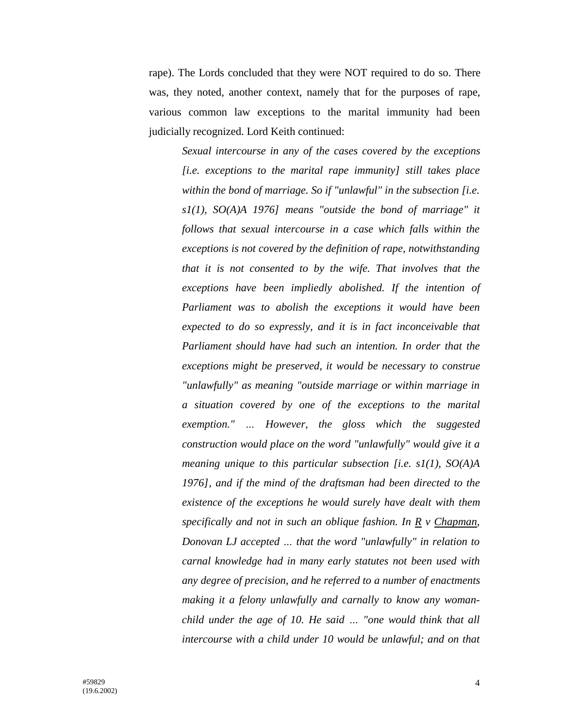rape). The Lords concluded that they were NOT required to do so. There was, they noted, another context, namely that for the purposes of rape, various common law exceptions to the marital immunity had been judicially recognized. Lord Keith continued:

> *Sexual intercourse in any of the cases covered by the exceptions [i.e. exceptions to the marital rape immunity] still takes place within the bond of marriage. So if "unlawful" in the subsection [i.e. s1(1), SO(A)A 1976] means "outside the bond of marriage" it follows that sexual intercourse in a case which falls within the exceptions is not covered by the definition of rape, notwithstanding that it is not consented to by the wife. That involves that the exceptions have been impliedly abolished. If the intention of Parliament was to abolish the exceptions it would have been expected to do so expressly, and it is in fact inconceivable that Parliament should have had such an intention. In order that the exceptions might be preserved, it would be necessary to construe "unlawfully" as meaning "outside marriage or within marriage in a situation covered by one of the exceptions to the marital exemption." … However, the gloss which the suggested construction would place on the word "unlawfully" would give it a meaning unique to this particular subsection [i.e. s1(1), SO(A)A 1976], and if the mind of the draftsman had been directed to the existence of the exceptions he would surely have dealt with them specifically and not in such an oblique fashion. In <u>R</u> v <u>Chapman</u>, Donovan LJ accepted … that the word "unlawfully" in relation to carnal knowledge had in many early statutes not been used with any degree of precision, and he referred to a number of enactments making it a felony unlawfully and carnally to know any woman-child under the age of 10. He said … "one would think that all intercourse with a child under 10 would be unlawful; and on that*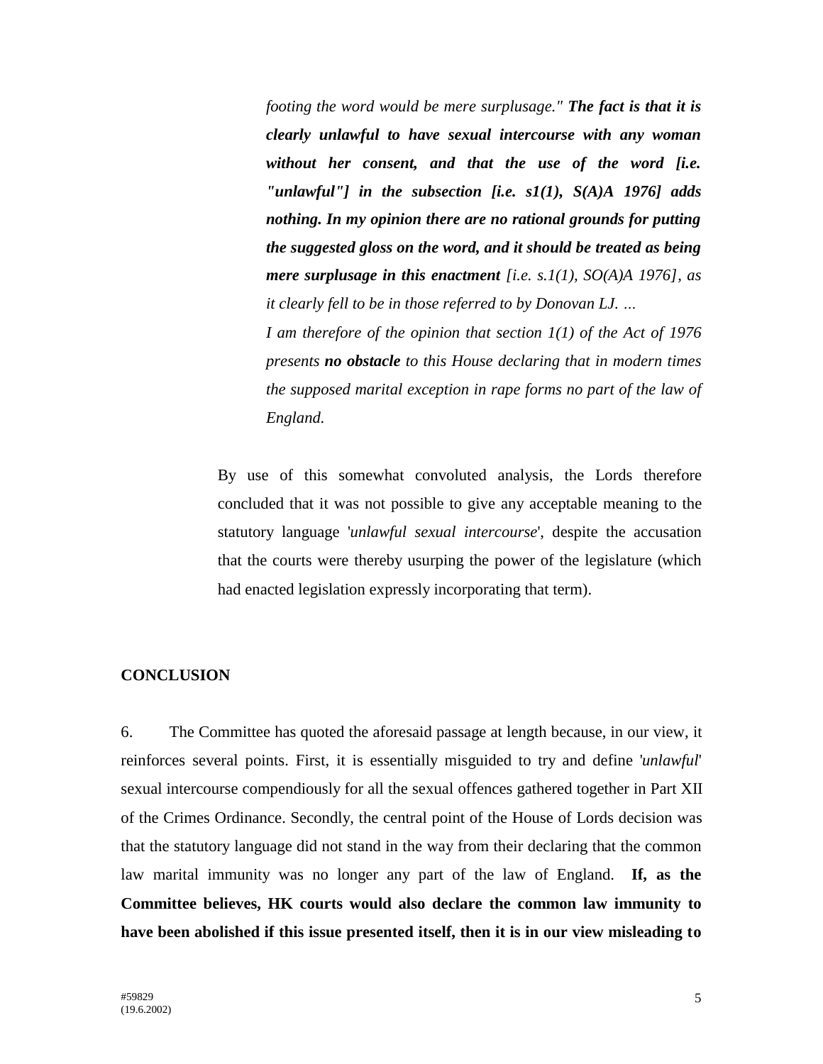> *footing the word would be mere surplusage." **The fact is that it is clearly unlawful to have sexual intercourse with any woman without her consent, and that the use of the word [i.e. "unlawful"] in the subsection [i.e. s1(1), S(A)A 1976] adds nothing. In my opinion there are no rational grounds for putting the suggested gloss on the word, and it should be treated as being mere surplusage in this enactment** [i.e. s.1(1), SO(A)A 1976], as it clearly fell to be in those referred to by Donovan LJ. …*
>
> *I am therefore of the opinion that section 1(1) of the Act of 1976 presents **no obstacle** to this House declaring that in modern times the supposed marital exception in rape forms no part of the law of England.*

By use of this somewhat convoluted analysis, the Lords therefore concluded that it was not possible to give any acceptable meaning to the statutory language '*unlawful sexual intercourse*', despite the accusation that the courts were thereby usurping the power of the legislature (which had enacted legislation expressly incorporating that term).

**CONCLUSION**

6. The Committee has quoted the aforesaid passage at length because, in our view, it reinforces several points. First, it is essentially misguided to try and define '*unlawful*' sexual intercourse compendiously for all the sexual offences gathered together in Part XII of the Crimes Ordinance. Secondly, the central point of the House of Lords decision was that the statutory language did not stand in the way from their declaring that the common law marital immunity was no longer any part of the law of England. **If, as the Committee believes, HK courts would also declare the common law immunity to have been abolished if this issue presented itself, then it is in our view misleading to**

#59829
(19.6.2002)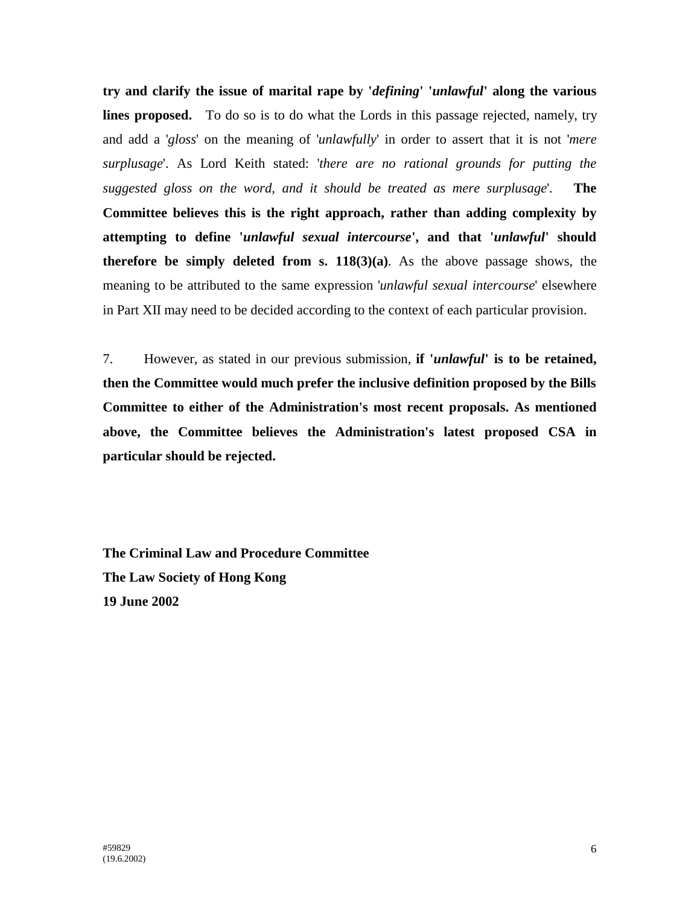**try and clarify the issue of marital rape by '*defining*' '*unlawful*' along the various lines proposed.** To do so is to do what the Lords in this passage rejected, namely, try and add a '*gloss*' on the meaning of '*unlawfully*' in order to assert that it is not '*mere surplusage*'. As Lord Keith stated: '*there are no rational grounds for putting the suggested gloss on the word, and it should be treated as mere surplusage*'. **The Committee believes this is the right approach, rather than adding complexity by attempting to define '*unlawful sexual intercourse*', and that '*unlawful*' should therefore be simply deleted from s. 118(3)(a)**. As the above passage shows, the meaning to be attributed to the same expression '*unlawful sexual intercourse*' elsewhere in Part XII may need to be decided according to the context of each particular provision.

7. However, as stated in our previous submission, **if '*unlawful*' is to be retained, then the Committee would much prefer the inclusive definition proposed by the Bills Committee to either of the Administration's most recent proposals. As mentioned above, the Committee believes the Administration's latest proposed CSA in particular should be rejected.**

**The Criminal Law and Procedure Committee**
**The Law Society of Hong Kong**
**19 June 2002**

#59829
(19.6.2002)